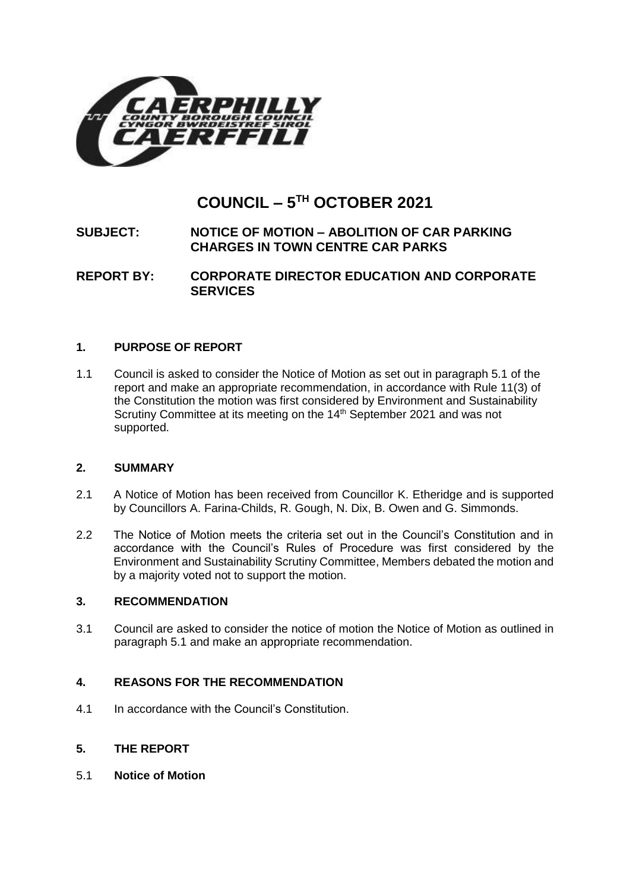# COUNCIL – 5TH OCTOBER 2021

**SUBJECT: NOTICE OF MOTION – ABOLITION OF CAR PARKING CHARGES IN TOWN CENTRE CAR PARKS**

**REPORT BY: CORPORATE DIRECTOR EDUCATION AND CORPORATE SERVICES**

## 1. PURPOSE OF REPORT

1.1 Council is asked to consider the Notice of Motion as set out in paragraph 5.1 of the report and make an appropriate recommendation, in accordance with Rule 11(3) of the Constitution the motion was first considered by Environment and Sustainability Scrutiny Committee at its meeting on the 14th September 2021 and was not supported.

## 2. SUMMARY

2.1 A Notice of Motion has been received from Councillor K. Etheridge and is supported by Councillors A. Farina-Childs, R. Gough, N. Dix, B. Owen and G. Simmonds.

2.2 The Notice of Motion meets the criteria set out in the Council's Constitution and in accordance with the Council's Rules of Procedure was first considered by the Environment and Sustainability Scrutiny Committee, Members debated the motion and by a majority voted not to support the motion.

## 3. RECOMMENDATION

3.1 Council are asked to consider the notice of motion the Notice of Motion as outlined in paragraph 5.1 and make an appropriate recommendation.

## 4. REASONS FOR THE RECOMMENDATION

4.1 In accordance with the Council's Constitution.

## 5. THE REPORT

5.1 **Notice of Motion**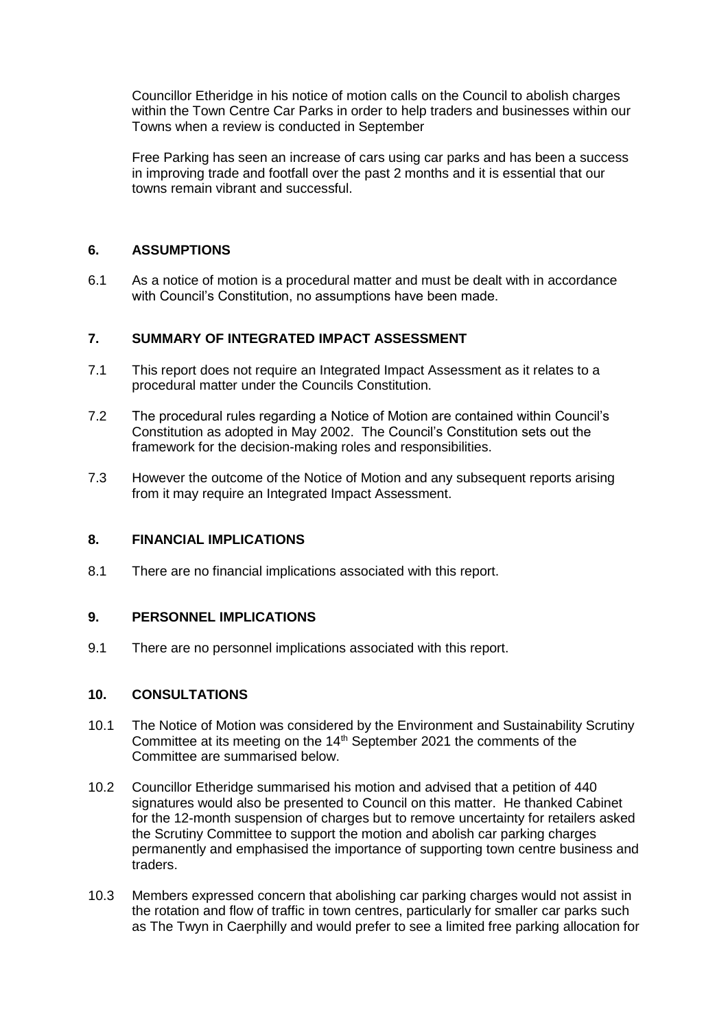Councillor Etheridge in his notice of motion calls on the Council to abolish charges within the Town Centre Car Parks in order to help traders and businesses within our Towns when a review is conducted in September

Free Parking has seen an increase of cars using car parks and has been a success in improving trade and footfall over the past 2 months and it is essential that our towns remain vibrant and successful.

## 6. ASSUMPTIONS

6.1 As a notice of motion is a procedural matter and must be dealt with in accordance with Council's Constitution, no assumptions have been made.

## 7. SUMMARY OF INTEGRATED IMPACT ASSESSMENT

7.1 This report does not require an Integrated Impact Assessment as it relates to a procedural matter under the Councils Constitution.

7.2 The procedural rules regarding a Notice of Motion are contained within Council's Constitution as adopted in May 2002. The Council's Constitution sets out the framework for the decision-making roles and responsibilities.

7.3 However the outcome of the Notice of Motion and any subsequent reports arising from it may require an Integrated Impact Assessment.

## 8. FINANCIAL IMPLICATIONS

8.1 There are no financial implications associated with this report.

## 9. PERSONNEL IMPLICATIONS

9.1 There are no personnel implications associated with this report.

## 10. CONSULTATIONS

10.1 The Notice of Motion was considered by the Environment and Sustainability Scrutiny Committee at its meeting on the 14th September 2021 the comments of the Committee are summarised below.

10.2 Councillor Etheridge summarised his motion and advised that a petition of 440 signatures would also be presented to Council on this matter. He thanked Cabinet for the 12-month suspension of charges but to remove uncertainty for retailers asked the Scrutiny Committee to support the motion and abolish car parking charges permanently and emphasised the importance of supporting town centre business and traders.

10.3 Members expressed concern that abolishing car parking charges would not assist in the rotation and flow of traffic in town centres, particularly for smaller car parks such as The Twyn in Caerphilly and would prefer to see a limited free parking allocation for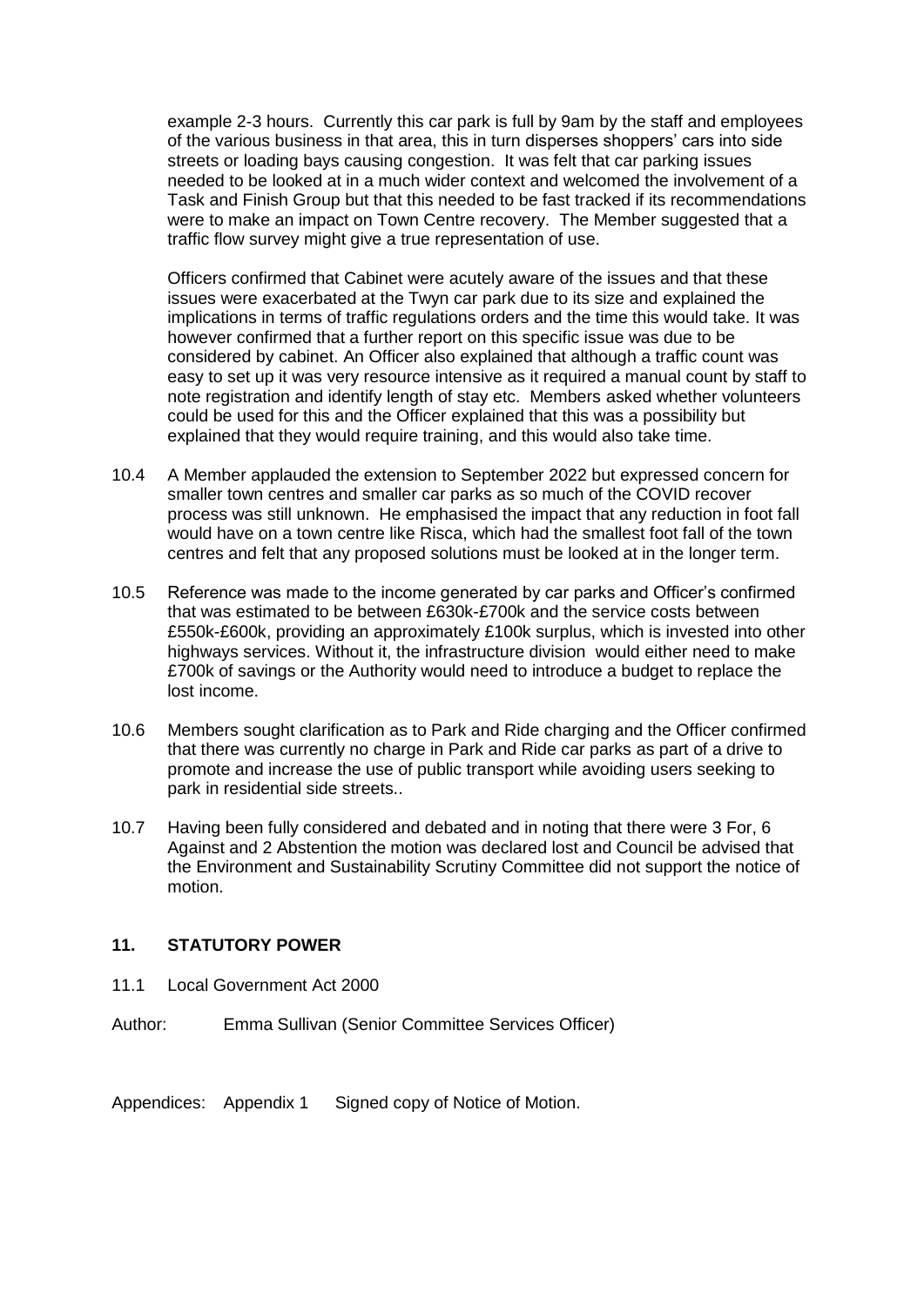example 2-3 hours. Currently this car park is full by 9am by the staff and employees of the various business in that area, this in turn disperses shoppers' cars into side streets or loading bays causing congestion. It was felt that car parking issues needed to be looked at in a much wider context and welcomed the involvement of a Task and Finish Group but that this needed to be fast tracked if its recommendations were to make an impact on Town Centre recovery. The Member suggested that a traffic flow survey might give a true representation of use.

Officers confirmed that Cabinet were acutely aware of the issues and that these issues were exacerbated at the Twyn car park due to its size and explained the implications in terms of traffic regulations orders and the time this would take. It was however confirmed that a further report on this specific issue was due to be considered by cabinet. An Officer also explained that although a traffic count was easy to set up it was very resource intensive as it required a manual count by staff to note registration and identify length of stay etc. Members asked whether volunteers could be used for this and the Officer explained that this was a possibility but explained that they would require training, and this would also take time.

10.4 A Member applauded the extension to September 2022 but expressed concern for smaller town centres and smaller car parks as so much of the COVID recover process was still unknown. He emphasised the impact that any reduction in foot fall would have on a town centre like Risca, which had the smallest foot fall of the town centres and felt that any proposed solutions must be looked at in the longer term.

10.5 Reference was made to the income generated by car parks and Officer's confirmed that was estimated to be between £630k-£700k and the service costs between £550k-£600k, providing an approximately £100k surplus, which is invested into other highways services. Without it, the infrastructure division would either need to make £700k of savings or the Authority would need to introduce a budget to replace the lost income.

10.6 Members sought clarification as to Park and Ride charging and the Officer confirmed that there was currently no charge in Park and Ride car parks as part of a drive to promote and increase the use of public transport while avoiding users seeking to park in residential side streets..

10.7 Having been fully considered and debated and in noting that there were 3 For, 6 Against and 2 Abstention the motion was declared lost and Council be advised that the Environment and Sustainability Scrutiny Committee did not support the notice of motion.

## 11. STATUTORY POWER

11.1 Local Government Act 2000

Author: Emma Sullivan (Senior Committee Services Officer)

Appendices: Appendix 1 Signed copy of Notice of Motion.